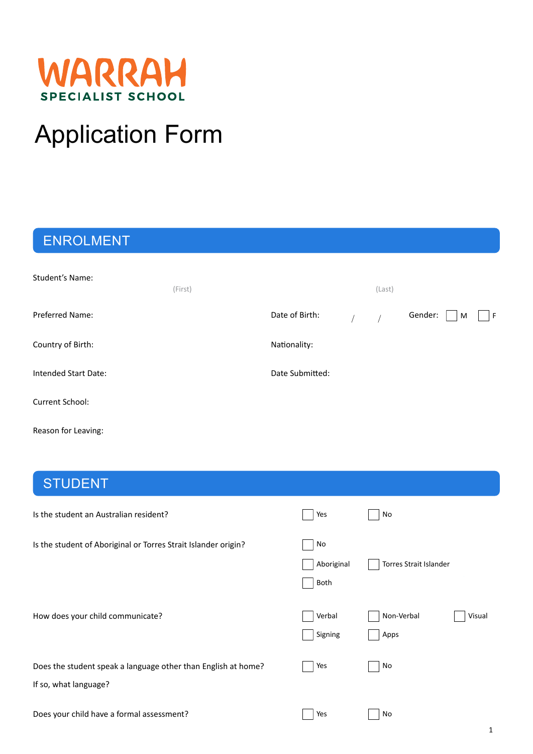# WARRAH

**SPECIALIST SCHOOL**

# Application Form

## ENROLMENT

Student's Name: (First) (Last)

Preferred Name:

Date of Birth: / /

Gender: ☐ M ☐ F

Country of Birth:

Nationality:

Intended Start Date:

Date Submitted:

Current School:

Reason for Leaving:

## STUDENT

Is the student an Australian resident? ☐ Yes ☐ No

Is the student of Aboriginal or Torres Strait Islander origin? ☐ No ☐ Aboriginal ☐ Torres Strait Islander ☐ Both

How does your child communicate? ☐ Verbal ☐ Non-Verbal ☐ Visual ☐ Signing ☐ Apps

Does the student speak a language other than English at home? ☐ Yes ☐ No

If so, what language?

Does your child have a formal assessment? ☐ Yes ☐ No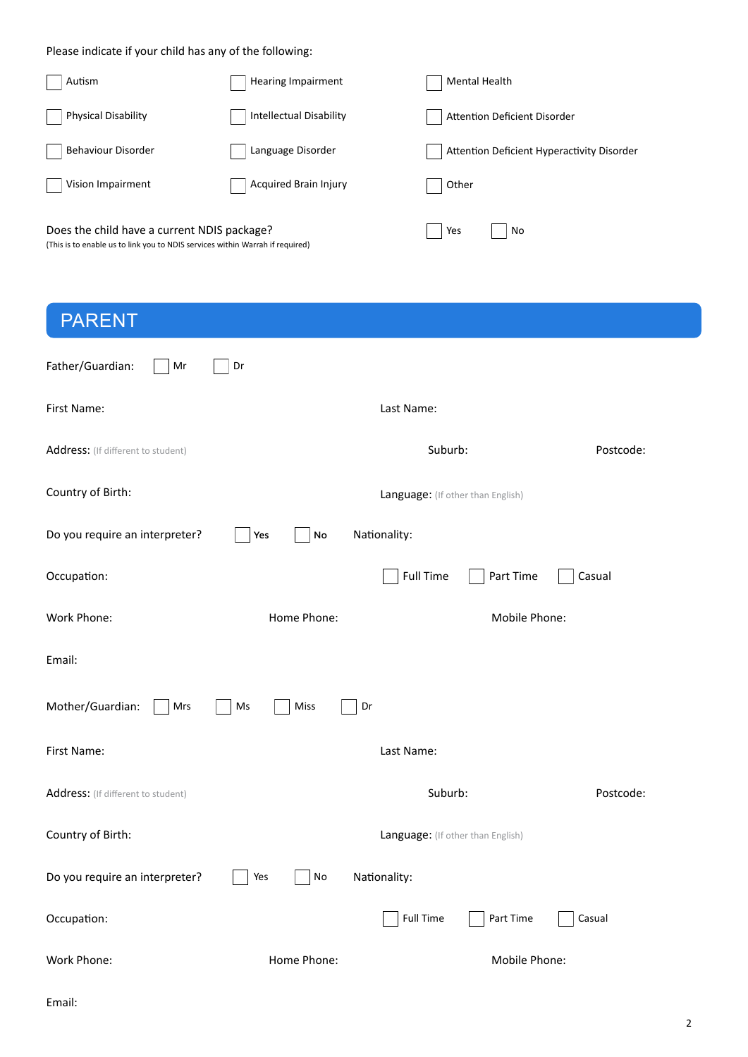Please indicate if your child has any of the following:

- [ ] Autism
- [ ] Hearing Impairment
- [ ] Mental Health
- [ ] Physical Disability
- [ ] Intellectual Disability
- [ ] Attention Deficient Disorder
- [ ] Behaviour Disorder
- [ ] Language Disorder
- [ ] Attention Deficient Hyperactivity Disorder
- [ ] Vision Impairment
- [ ] Acquired Brain Injury
- [ ] Other

Does the child have a current NDIS package? ☐ Yes ☐ No
(This is to enable us to link you to NDIS services within Warrah if required)

## PARENT

Father/Guardian: ☐ Mr ☐ Dr

First Name: Last Name:

Address: (If different to student) Suburb: Postcode:

Country of Birth: Language: (If other than English)

Do you require an interpreter? ☐ **Yes** ☐ **No** Nationality:

Occupation: ☐ Full Time ☐ Part Time ☐ Casual

Work Phone: Home Phone: Mobile Phone:

Email:

Mother/Guardian: ☐ Mrs ☐ Ms ☐ Miss ☐ Dr

First Name: Last Name:

Address: (If different to student) Suburb: Postcode:

Country of Birth: Language: (If other than English)

Do you require an interpreter? ☐ Yes ☐ No Nationality:

Occupation: ☐ Full Time ☐ Part Time ☐ Casual

Work Phone: Home Phone: Mobile Phone:

Email: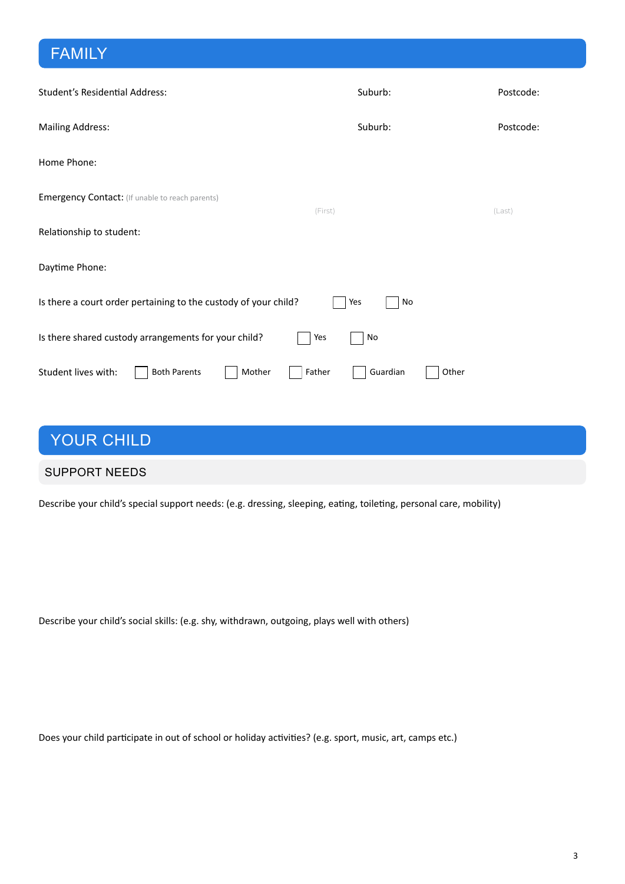# FAMILY

Student's Residential Address: Suburb: Postcode:

Mailing Address: Suburb: Postcode:

Home Phone:

Emergency Contact: (If unable to reach parents) (First) (Last)

Relationship to student:

Daytime Phone:

Is there a court order pertaining to the custody of your child? ☐ Yes ☐ No

Is there shared custody arrangements for your child? ☐ Yes ☐ No

Student lives with: ☐ Both Parents ☐ Mother ☐ Father ☐ Guardian ☐ Other

# YOUR CHILD

## SUPPORT NEEDS

Describe your child's special support needs: (e.g. dressing, sleeping, eating, toileting, personal care, mobility)

Describe your child's social skills: (e.g. shy, withdrawn, outgoing, plays well with others)

Does your child participate in out of school or holiday activities? (e.g. sport, music, art, camps etc.)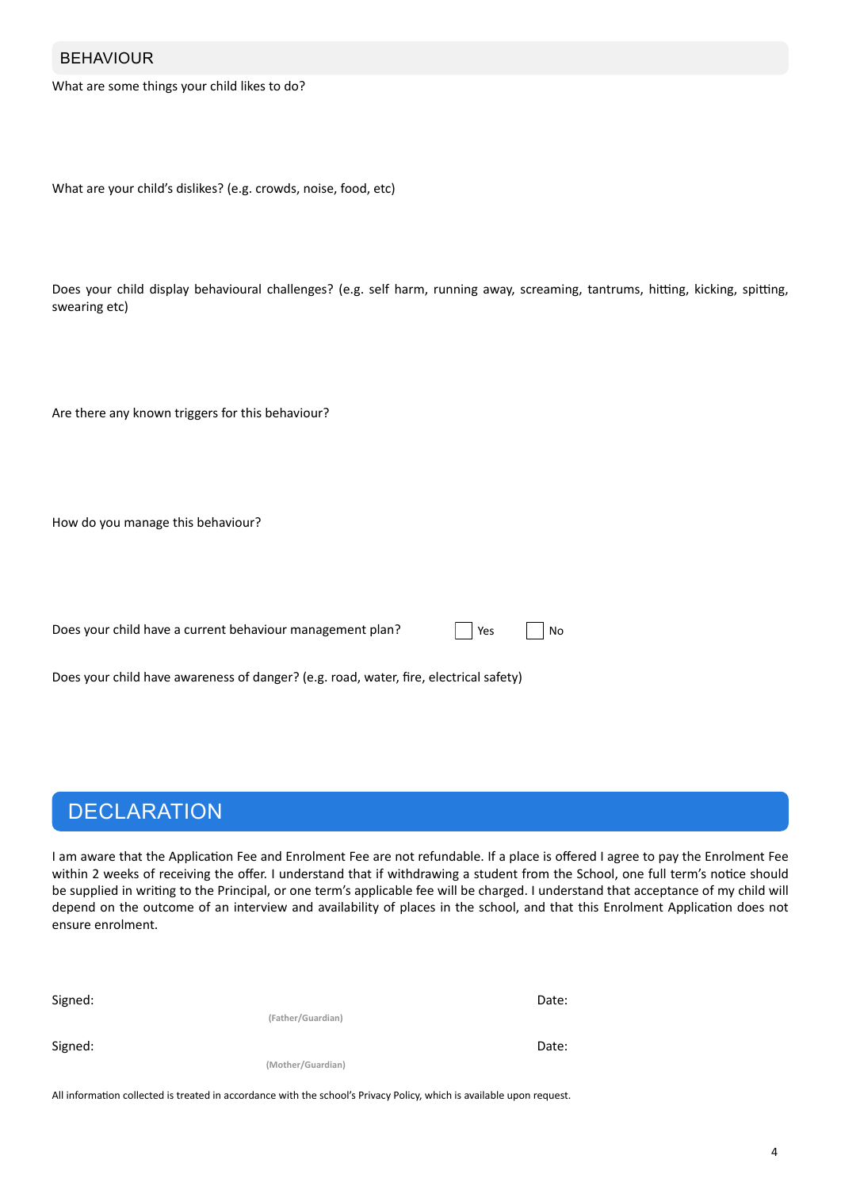## BEHAVIOUR

What are some things your child likes to do?

What are your child's dislikes? (e.g. crowds, noise, food, etc)

Does your child display behavioural challenges? (e.g. self harm, running away, screaming, tantrums, hitting, kicking, spitting, swearing etc)

Are there any known triggers for this behaviour?

How do you manage this behaviour?

Does your child have a current behaviour management plan? ☐ Yes ☐ No

Does your child have awareness of danger? (e.g. road, water, fire, electrical safety)

## DECLARATION

I am aware that the Application Fee and Enrolment Fee are not refundable. If a place is offered I agree to pay the Enrolment Fee within 2 weeks of receiving the offer. I understand that if withdrawing a student from the School, one full term's notice should be supplied in writing to the Principal, or one term's applicable fee will be charged. I understand that acceptance of my child will depend on the outcome of an interview and availability of places in the school, and that this Enrolment Application does not ensure enrolment.

Signed: Date:

(Father/Guardian)

Signed: Date:

(Mother/Guardian)

All information collected is treated in accordance with the school's Privacy Policy, which is available upon request.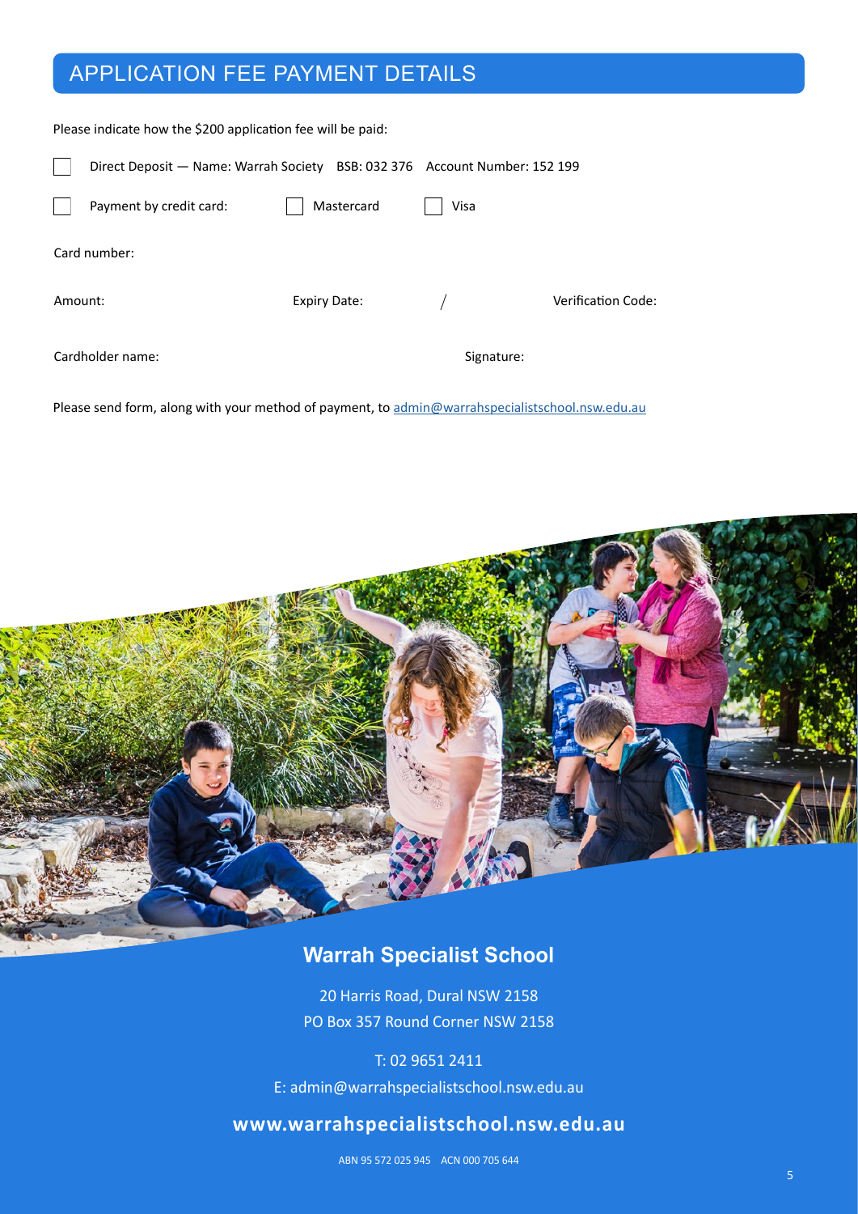## APPLICATION FEE PAYMENT DETAILS

Please indicate how the $200 application fee will be paid:

☐ Direct Deposit — Name: Warrah Society BSB: 032 376 Account Number: 152 199

☐ Payment by credit card: ☐ Mastercard ☐ Visa

Card number:

Amount: Expiry Date: / Verification Code:

Cardholder name: Signature:

Please send form, along with your method of payment, to admin@warrahspecialistschool.nsw.edu.au

**Warrah Specialist School**

20 Harris Road, Dural NSW 2158
PO Box 357 Round Corner NSW 2158

T: 02 9651 2411
E: admin@warrahspecialistschool.nsw.edu.au

**www.warrahspecialistschool.nsw.edu.au**

ABN 95 572 025 945 ACN 000 705 644